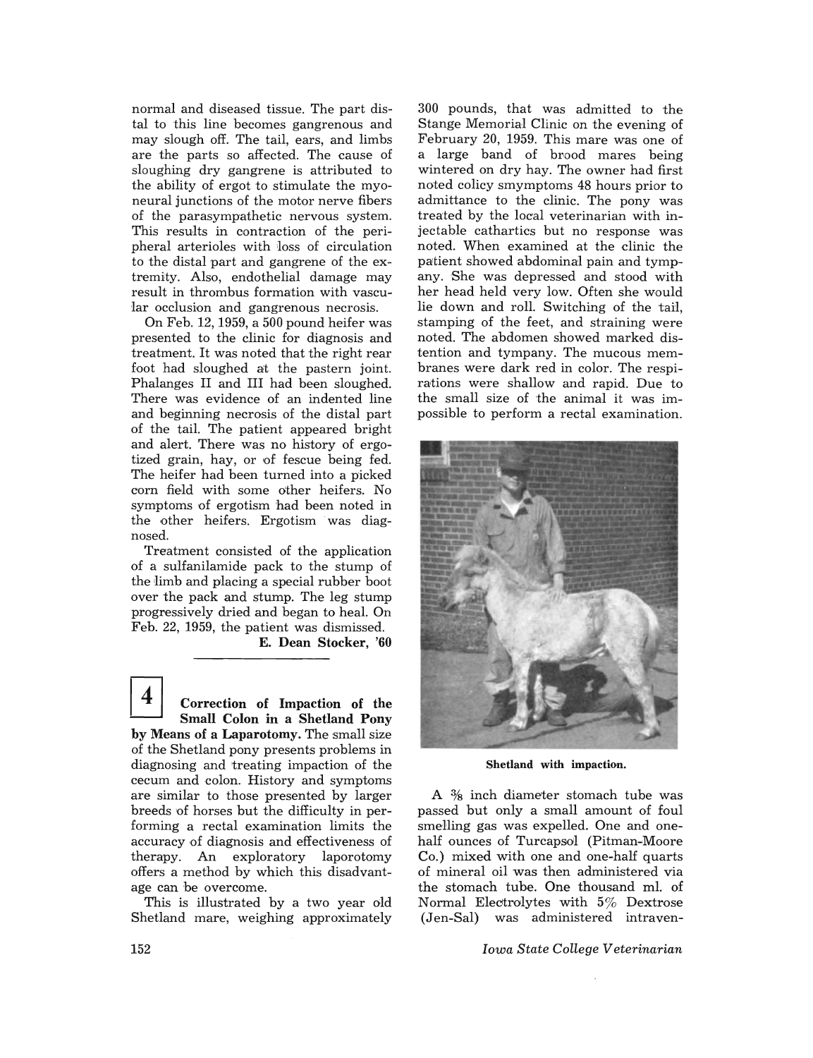normal and diseased tissue. The part distal to this line becomes gangrenous and may slough off. The tail, ears, and limbs are the parts so affected. The cause of sloughing dry gangrene is attributed to the ability of ergot to stimulate the myoneural junctions of the motor nerve fibers of the parasympathetic nervous system. This results in contraction of the peripheral arterioles with loss of circulation to the distal part and gangrene of the extremity. Also, endothelial damage may result in thrombus formation with vascular occlusion and gangrenous necrosis.

On Feb. 12, 1959, a 500 pound heifer was presented to the clinic for diagnosis and treatment. It was noted that the right rear foot had sloughed at the pastern joint. Phalanges II and III had been sloughed. There was evidence of an indented line and beginning necrosis of the distal part of the tail. The patient appeared bright and alert. There was no history of ergotized grain, hay, or of fescue being fed. The heifer had been turned into a picked corn field with some other heifers. No symptoms of ergotism had been noted in the other heifers. Ergotism was diagnosed.

Treatment consisted of the application of a sulfanilamide pack to the stump of the limb and placing a special rubber boot over the pack and stump. The leg stump progressively dried and began to heal. On Feb. 22, 1959, the patient was dismissed.

**E. Dean Stocker, '60**

---

**4** **Correction of Impaction of the Small Colon in a Shetland Pony by Means of a Laparotomy.** The small size of the Shetland pony presents problems in diagnosing and treating impaction of the cecum and colon. History and symptoms are similar to those presented by larger breeds of horses but the difficulty in performing a rectal examination limits the accuracy of diagnosis and effectiveness of therapy. An exploratory laporotomy offers a method by which this disadvantage can be overcome.

This is illustrated by a two year old Shetland mare, weighing approximately 300 pounds, that was admitted to the Stange Memorial Clinic on the evening of February 20, 1959. This mare was one of a large band of brood mares being wintered on dry hay. The owner had first noted colicy smymptoms 48 hours prior to admittance to the clinic. The pony was treated by the local veterinarian with injectable cathartics but no response was noted. When examined at the clinic the patient showed abdominal pain and tympany. She was depressed and stood with her head held very low. Often she would lie down and roll. Switching of the tail, stamping of the feet, and straining were noted. The abdomen showed marked distention and tympany. The mucous membranes were dark red in color. The respirations were shallow and rapid. Due to the small size of the animal it was impossible to perform a rectal examination.

Shetland with impaction.

A 3/8 inch diameter stomach tube was passed but only a small amount of foul smelling gas was expelled. One and one-half ounces of Turcapsol (Pitman-Moore Co.) mixed with one and one-half quarts of mineral oil was then administered via the stomach tube. One thousand ml. of Normal Electrolytes with 5% Dextrose (Jen-Sal) was administered intraven-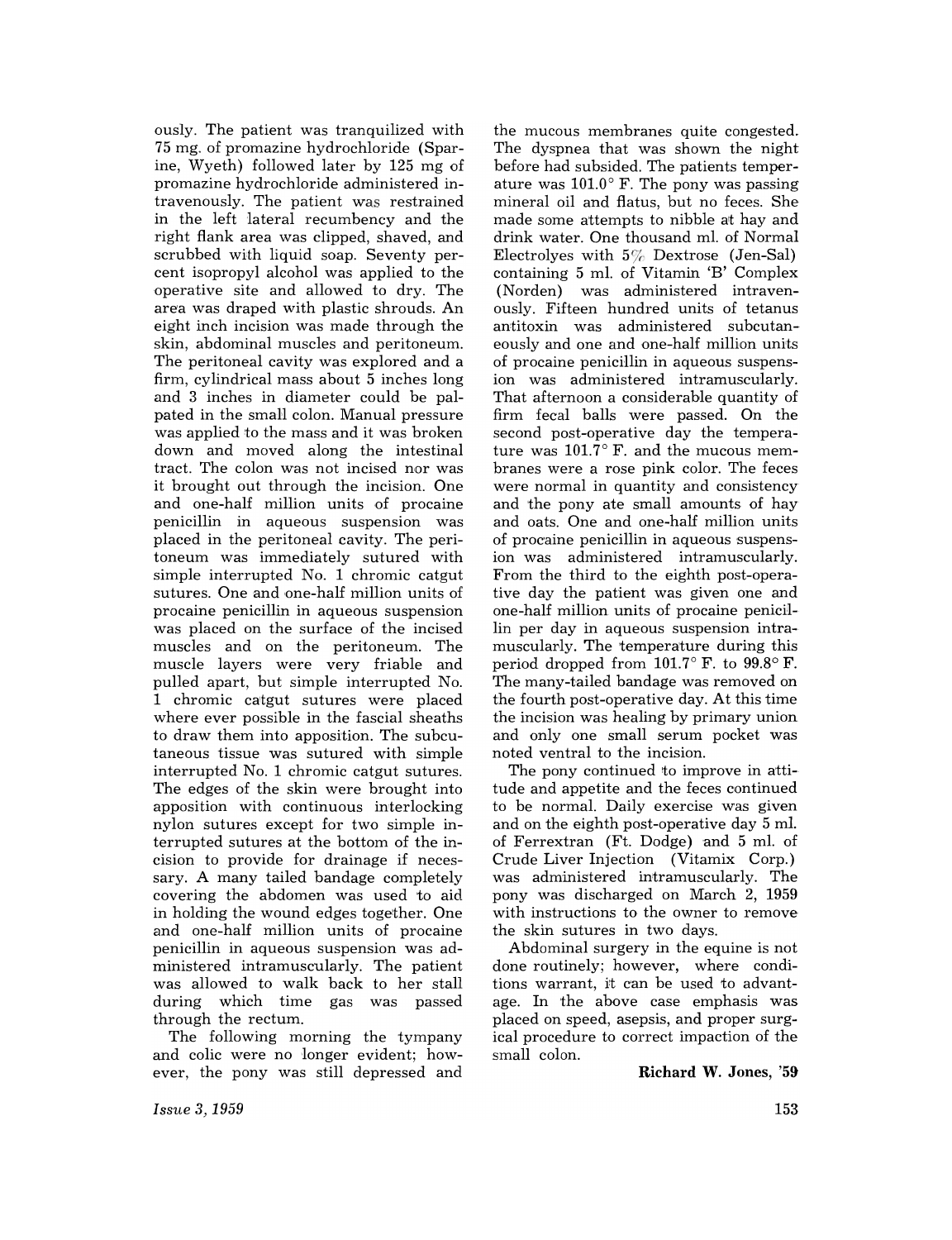ously. The patient was tranquilized with 75 mg. of promazine hydrochloride (Sparine, Wyeth) followed later by 125 mg of promazine hydrochloride administered intravenously. The patient was restrained in the left lateral recumbency and the right flank area was clipped, shaved, and scrubbed with liquid soap. Seventy percent isopropyl alcohol was applied to the operative site and allowed to dry. The area was draped with plastic shrouds. An eight inch incision was made through the skin, abdominal muscles and peritoneum. The peritoneal cavity was explored and a firm, cylindrical mass about 5 inches long and 3 inches in diameter could be palpated in the small colon. Manual pressure was applied to the mass and it was broken down and moved along the intestinal tract. The colon was not incised nor was it brought out through the incision. One and one-half million units of procaine penicillin in aqueous suspension was placed in the peritoneal cavity. The peritoneum was immediately sutured with simple interrupted No. 1 chromic catgut sutures. One and one-half million units of procaine penicillin in aqueous suspension was placed on the surface of the incised muscles and on the peritoneum. The muscle layers were very friable and pulled apart, but simple interrupted No. 1 chromic catgut sutures were placed where ever possible in the fascial sheaths to draw them into apposition. The subcutaneous tissue was sutured with simple interrupted No. 1 chromic catgut sutures. The edges of the skin were brought into apposition with continuous interlocking nylon sutures except for two simple interrupted sutures at the bottom of the incision to provide for drainage if necessary. A many tailed bandage completely covering the abdomen was used to aid in holding the wound edges together. One and one-half million units of procaine penicillin in aqueous suspension was administered intramuscularly. The patient was allowed to walk back to her stall during which time gas was passed through the rectum.

The following morning the tympany and colic were no longer evident; however, the pony was still depressed and the mucous membranes quite congested. The dyspnea that was shown the night before had subsided. The patients temperature was 101.0° F. The pony was passing mineral oil and flatus, but no feces. She made some attempts to nibble at hay and drink water. One thousand ml. of Normal Electrolyes with 5% Dextrose (Jen-Sal) containing 5 ml. of Vitamin 'B' Complex (Norden) was administered intravenously. Fifteen hundred units of tetanus antitoxin was administered subcutaneously and one and one-half million units of procaine penicillin in aqueous suspension was administered intramuscularly. That afternoon a considerable quantity of firm fecal balls were passed. On the second post-operative day the temperature was 101.7° F. and the mucous membranes were a rose pink color. The feces were normal in quantity and consistency and the pony ate small amounts of hay and oats. One and one-half million units of procaine penicillin in aqueous suspension was administered intramuscularly. From the third to the eighth post-operative day the patient was given one and one-half million units of procaine penicillin per day in aqueous suspension intramuscularly. The temperature during this period dropped from 101.7° F. to 99.8° F. The many-tailed bandage was removed on the fourth post-operative day. At this time the incision was healing by primary union and only one small serum pocket was noted ventral to the incision.

The pony continued to improve in attitude and appetite and the feces continued to be normal. Daily exercise was given and on the eighth post-operative day 5 ml. of Ferrextran (Ft. Dodge) and 5 ml. of Crude Liver Injection (Vitamix Corp.) was administered intramuscularly. The pony was discharged on March 2, 1959 with instructions to the owner to remove the skin sutures in two days.

Abdominal surgery in the equine is not done routinely; however, where conditions warrant, it can be used to advantage. In the above case emphasis was placed on speed, asepsis, and proper surgical procedure to correct impaction of the small colon.

**Richard W. Jones, '59**